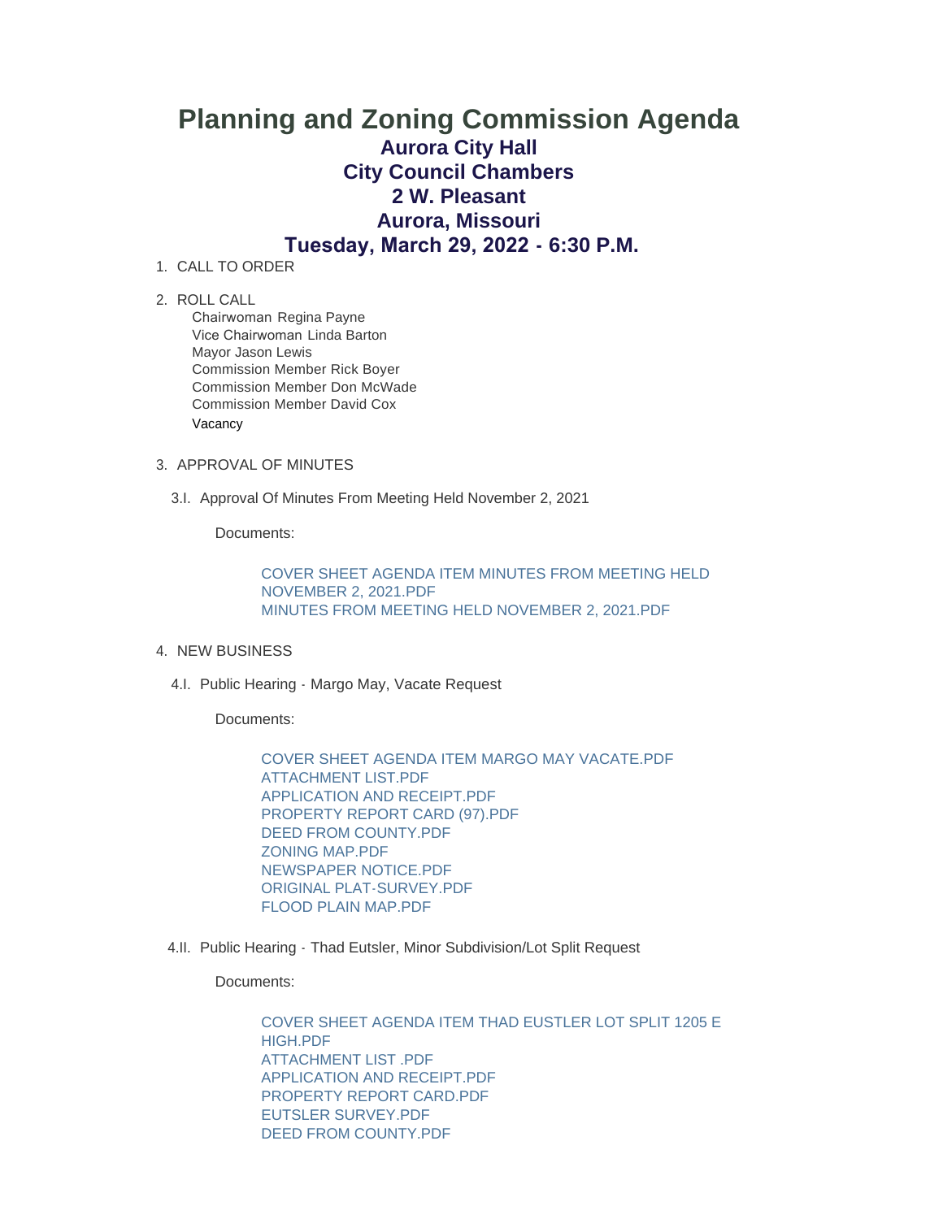# Planning and Zoning Commission Agenda

## Aurora City Hall
## City Council Chambers
## 2 W. Pleasant
## Aurora, Missouri
## Tuesday, March 29, 2022 - 6:30 P.M.

1. CALL TO ORDER

2. ROLL CALL
   - Chairwoman Regina Payne
   - Vice Chairwoman Linda Barton
   - Mayor Jason Lewis
   - Commission Member Rick Boyer
   - Commission Member Don McWade
   - Commission Member David Cox
   - Vacancy

3. APPROVAL OF MINUTES

   3.I. Approval Of Minutes From Meeting Held November 2, 2021

   Documents:

   - COVER SHEET AGENDA ITEM MINUTES FROM MEETING HELD NOVEMBER 2, 2021.PDF
   - MINUTES FROM MEETING HELD NOVEMBER 2, 2021.PDF

4. NEW BUSINESS

   4.I. Public Hearing - Margo May, Vacate Request

   Documents:

   - COVER SHEET AGENDA ITEM MARGO MAY VACATE.PDF
   - ATTACHMENT LIST.PDF
   - APPLICATION AND RECEIPT.PDF
   - PROPERTY REPORT CARD (97).PDF
   - DEED FROM COUNTY.PDF
   - ZONING MAP.PDF
   - NEWSPAPER NOTICE.PDF
   - ORIGINAL PLAT-SURVEY.PDF
   - FLOOD PLAIN MAP.PDF

   4.II. Public Hearing - Thad Eutsler, Minor Subdivision/Lot Split Request

   Documents:

   - COVER SHEET AGENDA ITEM THAD EUSTLER LOT SPLIT 1205 E HIGH.PDF
   - ATTACHMENT LIST .PDF
   - APPLICATION AND RECEIPT.PDF
   - PROPERTY REPORT CARD.PDF
   - EUTSLER SURVEY.PDF
   - DEED FROM COUNTY.PDF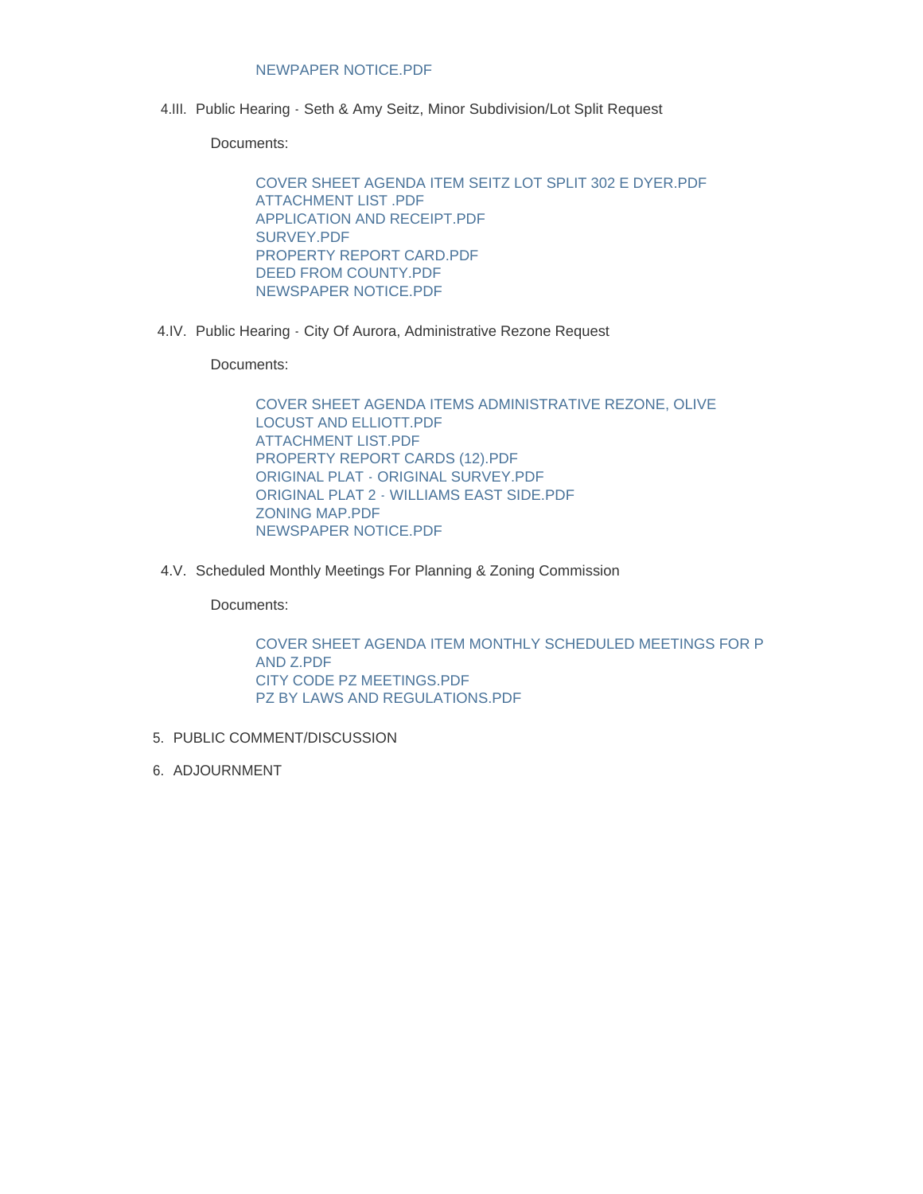NEWPAPER NOTICE.PDF

4.III. Public Hearing - Seth & Amy Seitz, Minor Subdivision/Lot Split Request

Documents:

- COVER SHEET AGENDA ITEM SEITZ LOT SPLIT 302 E DYER.PDF
- ATTACHMENT LIST .PDF
- APPLICATION AND RECEIPT.PDF
- SURVEY.PDF
- PROPERTY REPORT CARD.PDF
- DEED FROM COUNTY.PDF
- NEWSPAPER NOTICE.PDF

4.IV. Public Hearing - City Of Aurora, Administrative Rezone Request

Documents:

- COVER SHEET AGENDA ITEMS ADMINISTRATIVE REZONE, OLIVE LOCUST AND ELLIOTT.PDF
- ATTACHMENT LIST.PDF
- PROPERTY REPORT CARDS (12).PDF
- ORIGINAL PLAT - ORIGINAL SURVEY.PDF
- ORIGINAL PLAT 2 - WILLIAMS EAST SIDE.PDF
- ZONING MAP.PDF
- NEWSPAPER NOTICE.PDF

4.V. Scheduled Monthly Meetings For Planning & Zoning Commission

Documents:

- COVER SHEET AGENDA ITEM MONTHLY SCHEDULED MEETINGS FOR P AND Z.PDF
- CITY CODE PZ MEETINGS.PDF
- PZ BY LAWS AND REGULATIONS.PDF

5. PUBLIC COMMENT/DISCUSSION

6. ADJOURNMENT